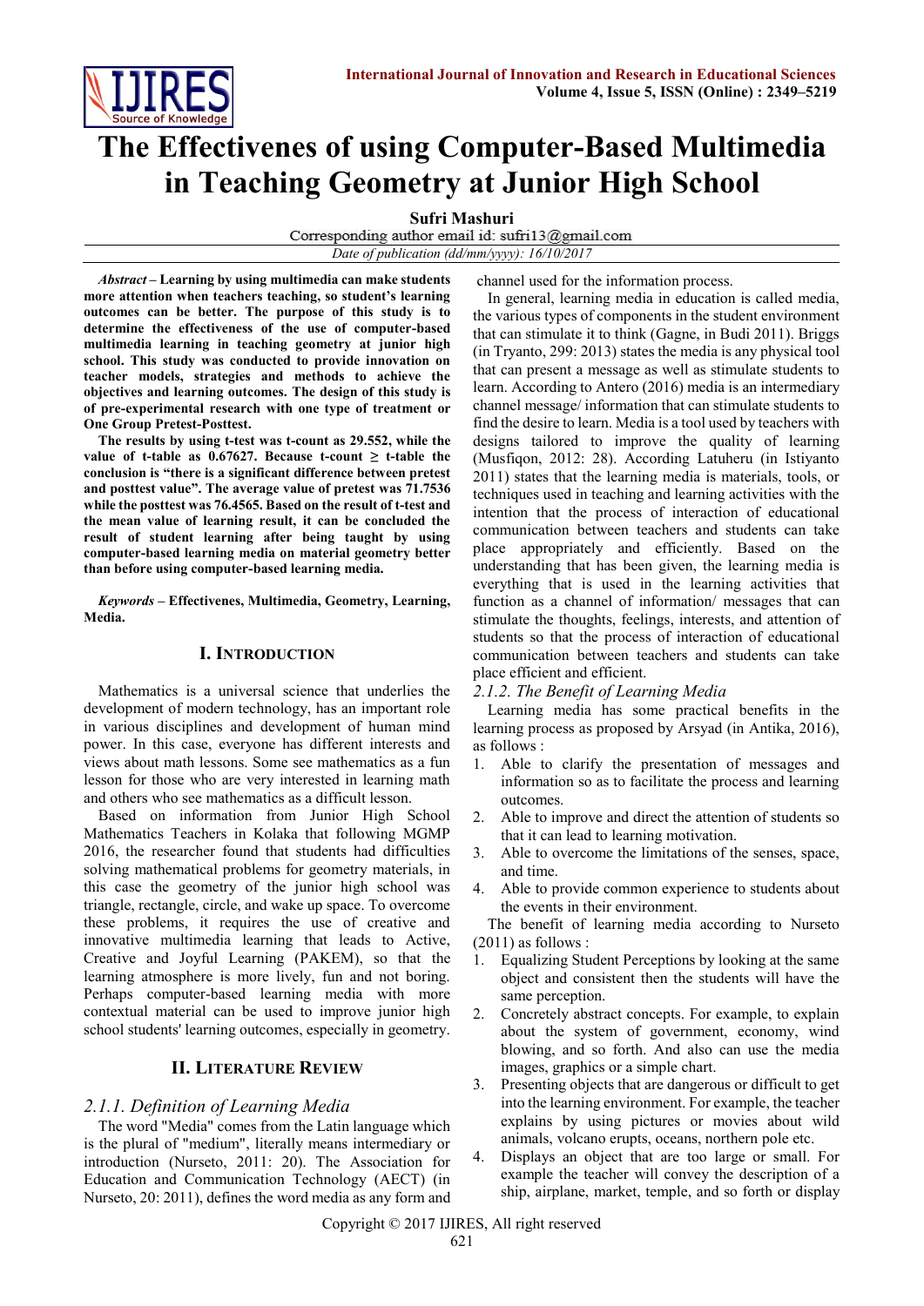# The Effectivenes of using Computer-Based Multimedia in Teaching Geometry at Junior High School

**Sufri Mashuri**

Corresponding author email id: sufri13@gmail.com

*Date of publication (dd/mm/yyyy): 16/10/2017*

***Abstract* – Learning by using multimedia can make students more attention when teachers teaching, so student's learning outcomes can be better. The purpose of this study is to determine the effectiveness of the use of computer-based multimedia learning in teaching geometry at junior high school. This study was conducted to provide innovation on teacher models, strategies and methods to achieve the objectives and learning outcomes. The design of this study is of pre-experimental research with one type of treatment or One Group Pretest-Posttest.**

**The results by using t-test was t-count as 29.552, while the value of t-table as 0.67627. Because t-count ≥ t-table the conclusion is "there is a significant difference between pretest and posttest value". The average value of pretest was 71.7536 while the posttest was 76.4565. Based on the result of t-test and the mean value of learning result, it can be concluded the result of student learning after being taught by using computer-based learning media on material geometry better than before using computer-based learning media.**

***Keywords* – Effectivenes, Multimedia, Geometry, Learning, Media.**

## I. Introduction

Mathematics is a universal science that underlies the development of modern technology, has an important role in various disciplines and development of human mind power. In this case, everyone has different interests and views about math lessons. Some see mathematics as a fun lesson for those who are very interested in learning math and others who see mathematics as a difficult lesson.

Based on information from Junior High School Mathematics Teachers in Kolaka that following MGMP 2016, the researcher found that students had difficulties solving mathematical problems for geometry materials, in this case the geometry of the junior high school was triangle, rectangle, circle, and wake up space. To overcome these problems, it requires the use of creative and innovative multimedia learning that leads to Active, Creative and Joyful Learning (PAKEM), so that the learning atmosphere is more lively, fun and not boring. Perhaps computer-based learning media with more contextual material can be used to improve junior high school students' learning outcomes, especially in geometry.

## II. Literature Review

### *2.1.1. Definition of Learning Media*

The word "Media" comes from the Latin language which is the plural of "medium", literally means intermediary or introduction (Nurseto, 2011: 20). The Association for Education and Communication Technology (AECT) (in Nurseto, 20: 2011), defines the word media as any form and channel used for the information process.

In general, learning media in education is called media, the various types of components in the student environment that can stimulate it to think (Gagne, in Budi 2011). Briggs (in Tryanto, 299: 2013) states the media is any physical tool that can present a message as well as stimulate students to learn. According to Antero (2016) media is an intermediary channel message/ information that can stimulate students to find the desire to learn. Media is a tool used by teachers with designs tailored to improve the quality of learning (Musfiqon, 2012: 28). According Latuheru (in Istiyanto 2011) states that the learning media is materials, tools, or techniques used in teaching and learning activities with the intention that the process of interaction of educational communication between teachers and students can take place appropriately and efficiently. Based on the understanding that has been given, the learning media is everything that is used in the learning activities that function as a channel of information/ messages that can stimulate the thoughts, feelings, interests, and attention of students so that the process of interaction of educational communication between teachers and students can take place efficient and efficient.

### *2.1.2. The Benefit of Learning Media*

Learning media has some practical benefits in the learning process as proposed by Arsyad (in Antika, 2016), as follows :

1. Able to clarify the presentation of messages and information so as to facilitate the process and learning outcomes.
2. Able to improve and direct the attention of students so that it can lead to learning motivation.
3. Able to overcome the limitations of the senses, space, and time.
4. Able to provide common experience to students about the events in their environment.

The benefit of learning media according to Nurseto (2011) as follows :

1. Equalizing Student Perceptions by looking at the same object and consistent then the students will have the same perception.
2. Concretely abstract concepts. For example, to explain about the system of government, economy, wind blowing, and so forth. And also can use the media images, graphics or a simple chart.
3. Presenting objects that are dangerous or difficult to get into the learning environment. For example, the teacher explains by using pictures or movies about wild animals, volcano erupts, oceans, northern pole etc.
4. Displays an object that are too large or small. For example the teacher will convey the description of a ship, airplane, market, temple, and so forth or display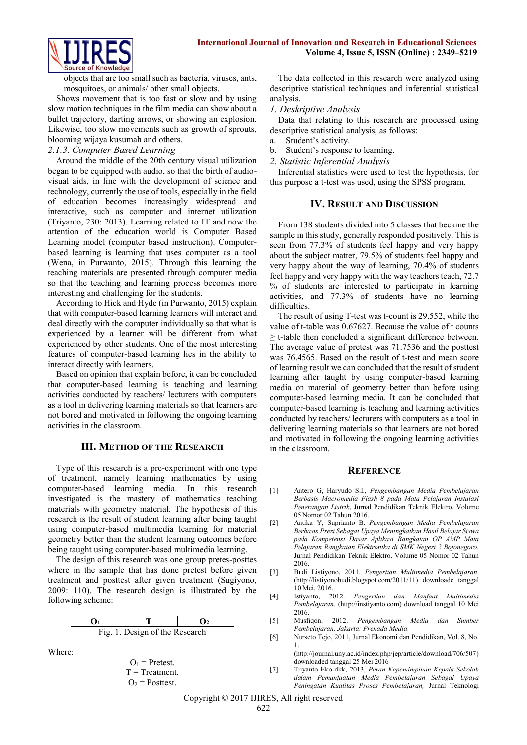objects that are too small such as bacteria, viruses, ants, mosquitoes, or animals/ other small objects.

Shows movement that is too fast or slow and by using slow motion techniques in the film media can show about a bullet trajectory, darting arrows, or showing an explosion. Likewise, too slow movements such as growth of sprouts, blooming wijaya kusumah and others.

*2.1.3. Computer Based Learning*

Around the middle of the 20th century visual utilization began to be equipped with audio, so that the birth of audio-visual aids, in line with the development of science and technology, currently the use of tools, especially in the field of education becomes increasingly widespread and interactive, such as computer and internet utilization (Triyanto, 230: 2013). Learning related to IT and now the attention of the education world is Computer Based Learning model (computer based instruction). Computer-based learning is learning that uses computer as a tool (Wena, in Purwanto, 2015). Through this learning the teaching materials are presented through computer media so that the teaching and learning process becomes more interesting and challenging for the students.

According to Hick and Hyde (in Purwanto, 2015) explain that with computer-based learning learners will interact and deal directly with the computer individually so that what is experienced by a learner will be different from what experienced by other students. One of the most interesting features of computer-based learning lies in the ability to interact directly with learners.

Based on opinion that explain before, it can be concluded that computer-based learning is teaching and learning activities conducted by teachers/ lecturers with computers as a tool in delivering learning materials so that learners are not bored and motivated in following the ongoing learning activities in the classroom.

## III. Method of the Research

Type of this research is a pre-experiment with one type of treatment, namely learning mathematics by using computer-based learning media. In this research investigated is the mastery of mathematics teaching materials with geometry material. The hypothesis of this research is the result of student learning after being taught using computer-based multimedia learning for material geometry better than the student learning outcomes before being taught using computer-based multimedia learning.

The design of this research was one group pretes-posttes where in the sample that has done pretest before given treatment and posttest after given treatment (Sugiyono, 2009: 110). The research design is illustrated by the following scheme:

| $O_1$ | T | $O_2$ |
|---|---|---|

Fig. 1. Design of the Research

Where:

$O_1$ = Pretest.
T = Treatment.
$O_2$ = Posttest.

The data collected in this research were analyzed using descriptive statistical techniques and inferential statistical analysis.

*1. Deskriptive Analysis*

Data that relating to this research are processed using descriptive statistical analysis, as follows:

a. Student's activity.
b. Student's response to learning.

*2. Statistic Inferential Analysis*

Inferential statistics were used to test the hypothesis, for this purpose a t-test was used, using the SPSS program.

## IV. Result and Discussion

From 138 students divided into 5 classes that became the sample in this study, generally responded positively. This is seen from 77.3% of students feel happy and very happy about the subject matter, 79.5% of students feel happy and very happy about the way of learning, 70.4% of students feel happy and very happy with the way teachers teach, 72.7 % of students are interested to participate in learning activities, and 77.3% of students have no learning difficulties.

The result of using T-test was t-count is 29.552, while the value of t-table was 0.67627. Because the value of t counts ≥ t-table then concluded a significant difference between. The average value of pretest was 71.7536 and the posttest was 76.4565. Based on the result of t-test and mean score of learning result we can concluded that the result of student learning after taught by using computer-based learning media on material of geometry better than before using computer-based learning media. It can be concluded that computer-based learning is teaching and learning activities conducted by teachers/ lecturers with computers as a tool in delivering learning materials so that learners are not bored and motivated in following the ongoing learning activities in the classroom.

## Reference

[1] Antero G, Haryudo S.I., *Pengembangan Media Pembelajaran Berbasis Macromedia Flash 8 pada Mata Pelajaran Instalasi Penerangan Listrik*, Jurnal Pendidikan Teknik Elektro. Volume 05 Nomor 02 Tahun 2016.

[2] Antika Y, Suprianto B. *Pengembangan Media Pembelajaran Berbasis Prezi Sebagai Upaya Meningkatkan Hasil Belajar Siswa pada Kompetensi Dasar Aplikasi Rangkaian OP AMP Mata Pelajaran Rangkaian Elektronika di SMK Negeri 2 Bojonegoro.* Jurnal Pendidikan Teknik Elektro. Volume 05 Nomor 02 Tahun 2016.

[3] Budi Listiyono, 2011. *Pengertian Multimedia Pembelajaran*. (http://listiyonobudi.blogspot.com/2011/11) downloade tanggal 10 Mei, 2016.

[4] Istiyanto, 2012. *Pengertian dan Manfaat Multimedia Pembelajaran*. (http://instiyanto.com) download tanggal 10 Mei 2016.

[5] Musfiqon. 2012. *Pengembangan Media dan Sumber Pembelajaran. Jakarta: Prenada Media.*

[6] Nurseto Tejo, 2011, Jurnal Ekonomi dan Pendidikan, Vol. 8, No. 1. (http://journal.uny.ac.id/index.php/jep/article/download/706/507) downloaded tanggal 25 Mei 2016

[7] Triyanto Eko dkk, 2013, *Peran Kepemimpinan Kepala Sekolah dalam Pemanfaatan Media Pembelajaran Sebagai Upaya Peningatan Kualitas Proses Pembelajaran,* Jurnal Teknologi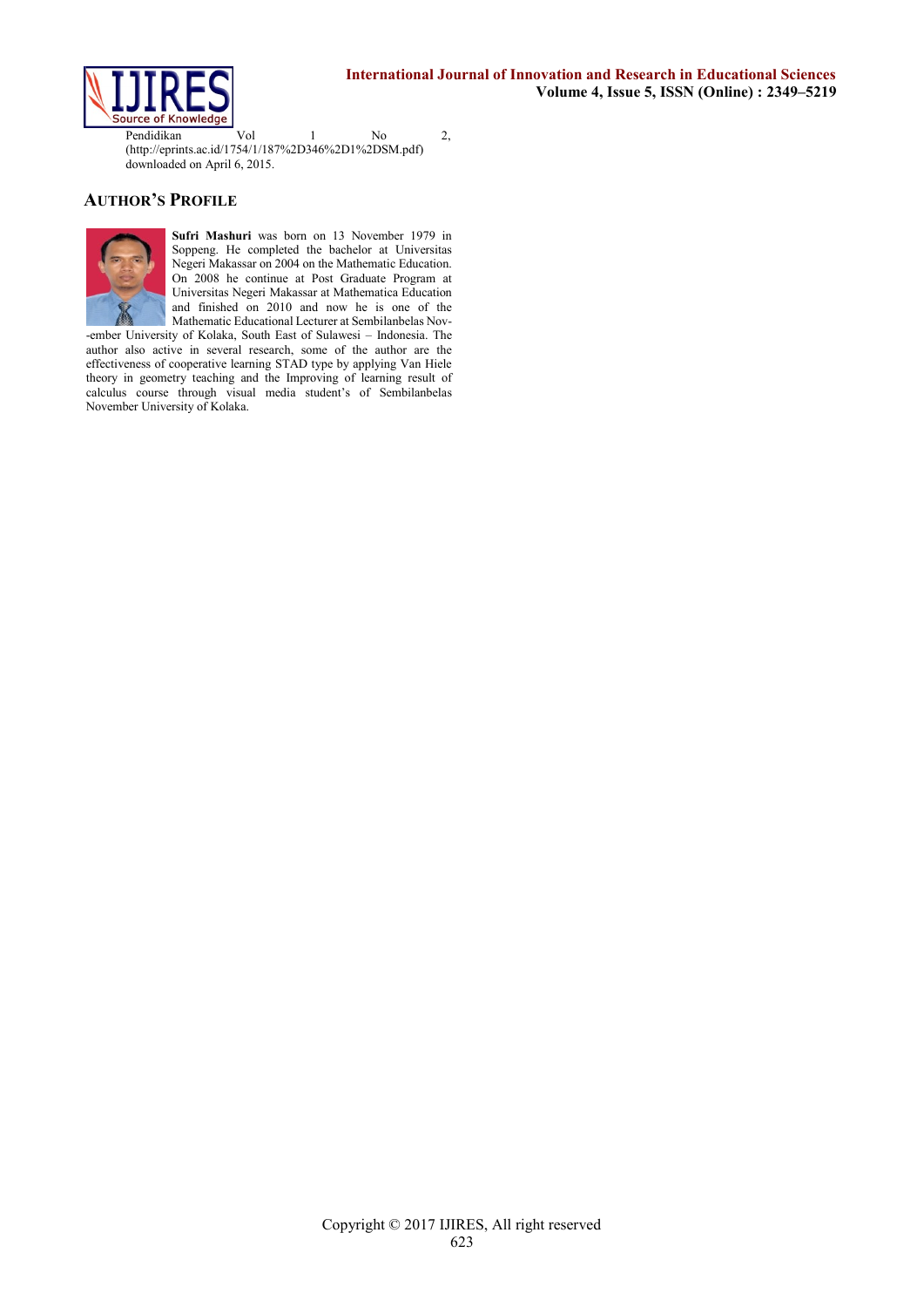Pendidikan Vol 1 No 2, (http://eprints.ac.id/1754/1/187%2D346%2D1%2DSM.pdf) downloaded on April 6, 2015.

## AUTHOR'S PROFILE

**Sufri Mashuri** was born on 13 November 1979 in Soppeng. He completed the bachelor at Universitas Negeri Makassar on 2004 on the Mathematic Education. On 2008 he continue at Post Graduate Program at Universitas Negeri Makassar at Mathematica Education and finished on 2010 and now he is one of the Mathematic Educational Lecturer at Sembilanbelas November University of Kolaka, South East of Sulawesi – Indonesia. The author also active in several research, some of the author are the effectiveness of cooperative learning STAD type by applying Van Hiele theory in geometry teaching and the Improving of learning result of calculus course through visual media student's of Sembilanbelas November University of Kolaka.